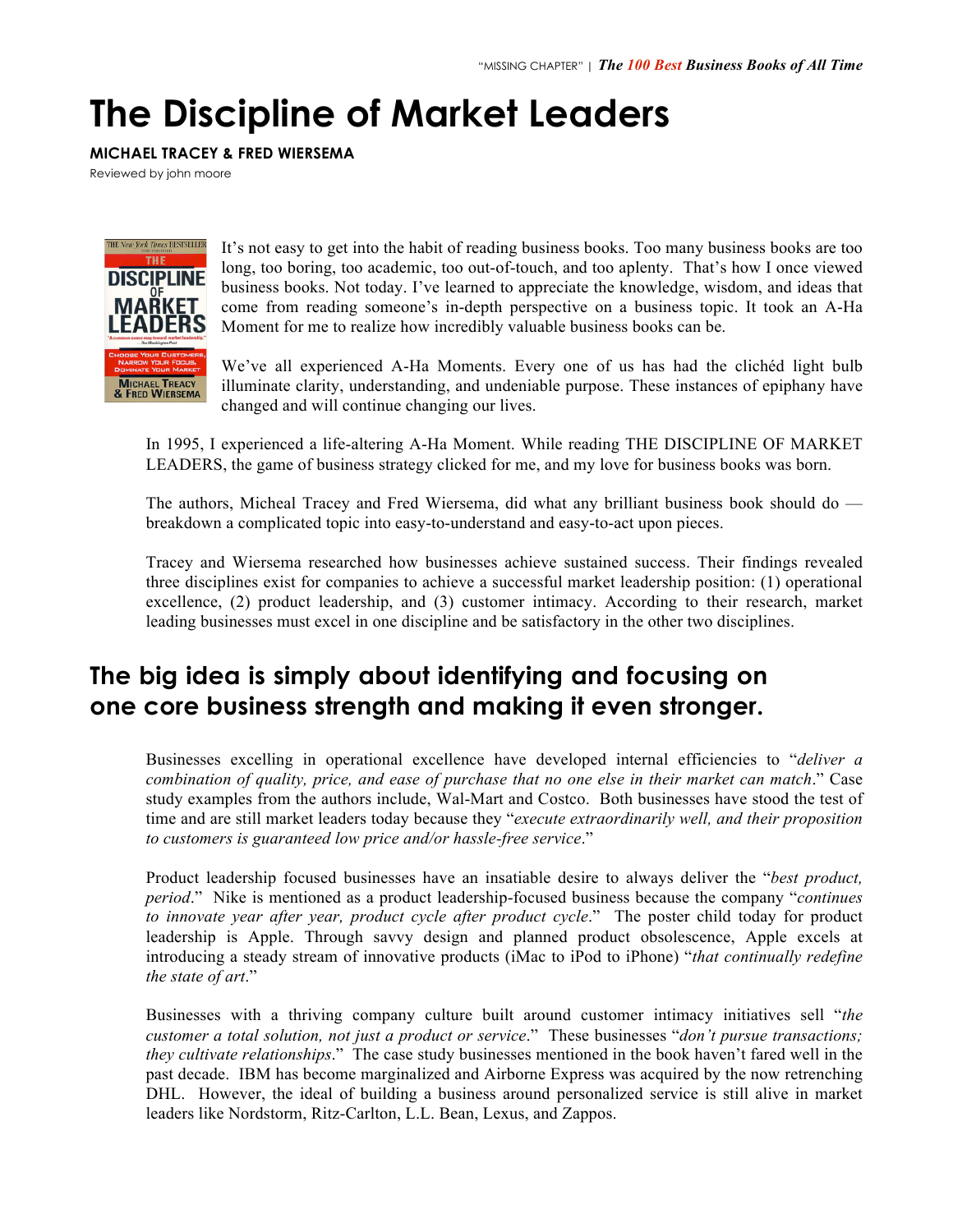# The Discipline of Market Leaders

**MICHAEL TRACEY & FRED WIERSEMA**

Reviewed by john moore

It's not easy to get into the habit of reading business books. Too many business books are too long, too boring, too academic, too out-of-touch, and too aplenty. That's how I once viewed business books. Not today. I've learned to appreciate the knowledge, wisdom, and ideas that come from reading someone's in-depth perspective on a business topic. It took an A-Ha Moment for me to realize how incredibly valuable business books can be.

We've all experienced A-Ha Moments. Every one of us has had the clichéd light bulb illuminate clarity, understanding, and undeniable purpose. These instances of epiphany have changed and will continue changing our lives.

In 1995, I experienced a life-altering A-Ha Moment. While reading THE DISCIPLINE OF MARKET LEADERS, the game of business strategy clicked for me, and my love for business books was born.

The authors, Micheal Tracey and Fred Wiersema, did what any brilliant business book should do — breakdown a complicated topic into easy-to-understand and easy-to-act upon pieces.

Tracey and Wiersema researched how businesses achieve sustained success. Their findings revealed three disciplines exist for companies to achieve a successful market leadership position: (1) operational excellence, (2) product leadership, and (3) customer intimacy. According to their research, market leading businesses must excel in one discipline and be satisfactory in the other two disciplines.

## The big idea is simply about identifying and focusing on one core business strength and making it even stronger.

Businesses excelling in operational excellence have developed internal efficiencies to "*deliver a combination of quality, price, and ease of purchase that no one else in their market can match*." Case study examples from the authors include, Wal-Mart and Costco. Both businesses have stood the test of time and are still market leaders today because they "*execute extraordinarily well, and their proposition to customers is guaranteed low price and/or hassle-free service*."

Product leadership focused businesses have an insatiable desire to always deliver the "*best product, period*." Nike is mentioned as a product leadership-focused business because the company "*continues to innovate year after year, product cycle after product cycle*." The poster child today for product leadership is Apple. Through savvy design and planned product obsolescence, Apple excels at introducing a steady stream of innovative products (iMac to iPod to iPhone) "*that continually redefine the state of art*."

Businesses with a thriving company culture built around customer intimacy initiatives sell "*the customer a total solution, not just a product or service*." These businesses "*don't pursue transactions; they cultivate relationships*." The case study businesses mentioned in the book haven't fared well in the past decade. IBM has become marginalized and Airborne Express was acquired by the now retrenching DHL. However, the ideal of building a business around personalized service is still alive in market leaders like Nordstorm, Ritz-Carlton, L.L. Bean, Lexus, and Zappos.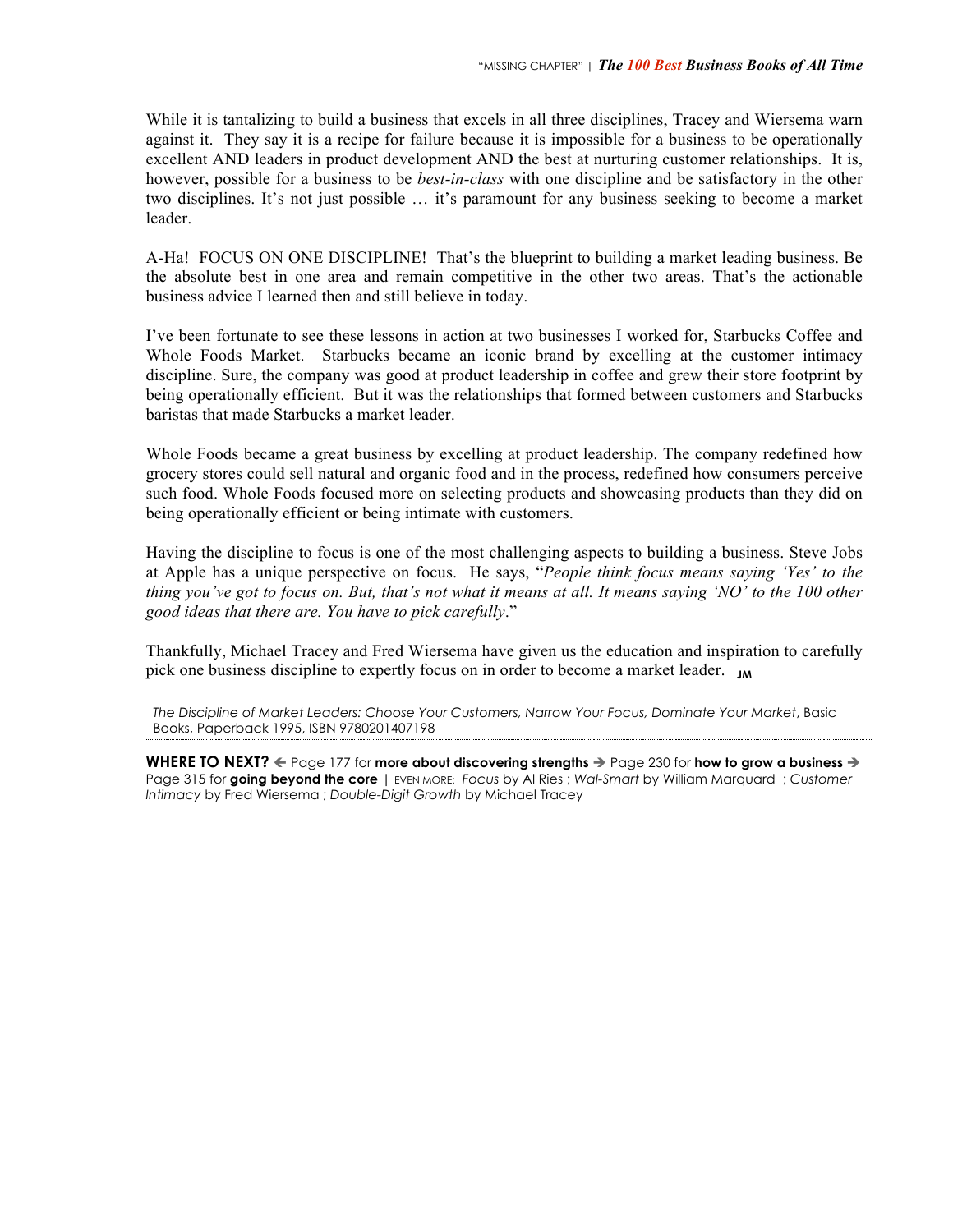While it is tantalizing to build a business that excels in all three disciplines, Tracey and Wiersema warn against it. They say it is a recipe for failure because it is impossible for a business to be operationally excellent AND leaders in product development AND the best at nurturing customer relationships. It is, however, possible for a business to be *best-in-class* with one discipline and be satisfactory in the other two disciplines. It's not just possible … it's paramount for any business seeking to become a market leader.

A-Ha! FOCUS ON ONE DISCIPLINE! That's the blueprint to building a market leading business. Be the absolute best in one area and remain competitive in the other two areas. That's the actionable business advice I learned then and still believe in today.

I've been fortunate to see these lessons in action at two businesses I worked for, Starbucks Coffee and Whole Foods Market. Starbucks became an iconic brand by excelling at the customer intimacy discipline. Sure, the company was good at product leadership in coffee and grew their store footprint by being operationally efficient. But it was the relationships that formed between customers and Starbucks baristas that made Starbucks a market leader.

Whole Foods became a great business by excelling at product leadership. The company redefined how grocery stores could sell natural and organic food and in the process, redefined how consumers perceive such food. Whole Foods focused more on selecting products and showcasing products than they did on being operationally efficient or being intimate with customers.

Having the discipline to focus is one of the most challenging aspects to building a business. Steve Jobs at Apple has a unique perspective on focus. He says, "*People think focus means saying 'Yes' to the thing you've got to focus on. But, that's not what it means at all. It means saying 'NO' to the 100 other good ideas that there are. You have to pick carefully*."

Thankfully, Michael Tracey and Fred Wiersema have given us the education and inspiration to carefully pick one business discipline to expertly focus on in order to become a market leader. **JM**

---

*The Discipline of Market Leaders: Choose Your Customers, Narrow Your Focus, Dominate Your Market*, Basic Books, Paperback 1995, ISBN 9780201407198

---

**WHERE TO NEXT?** ← Page 177 for **more about discovering strengths** → Page 230 for **how to grow a business** → Page 315 for **going beyond the core** | EVEN MORE: *Focus* by Al Ries ; *Wal-Smart* by William Marquard ; *Customer Intimacy* by Fred Wiersema ; *Double-Digit Growth* by Michael Tracey